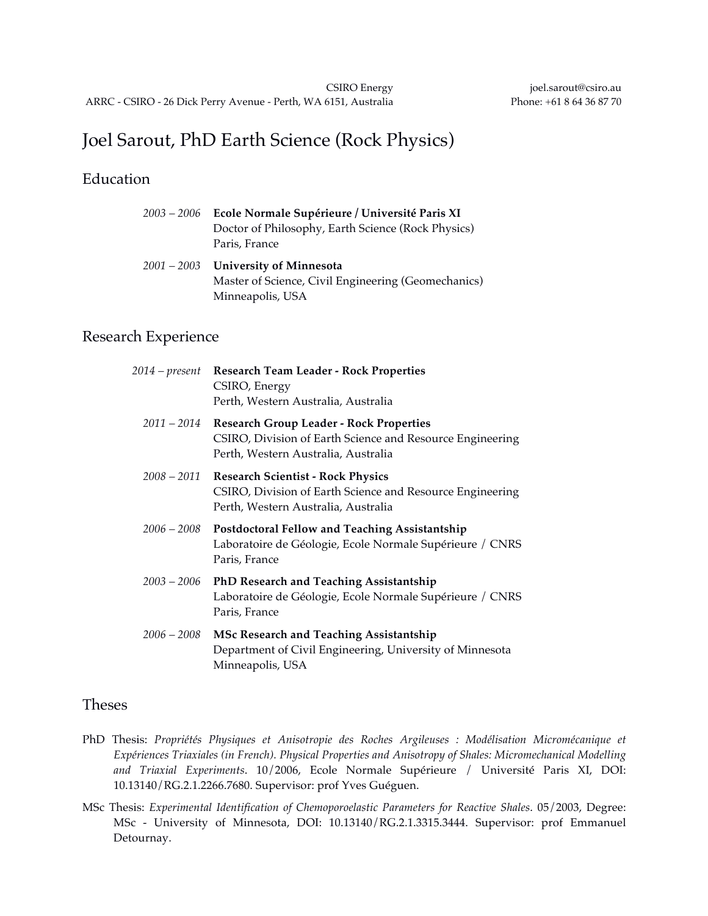CSIRO Energy
ARRC - CSIRO - 26 Dick Perry Avenue - Perth, WA 6151, Australia

joel.sarout@csiro.au
Phone: +61 8 64 36 87 70

# Joel Sarout, PhD Earth Science (Rock Physics)

## Education

*2003 – 2006* **Ecole Normale Supérieure / Université Paris XI**
Doctor of Philosophy, Earth Science (Rock Physics)
Paris, France

*2001 – 2003* **University of Minnesota**
Master of Science, Civil Engineering (Geomechanics)
Minneapolis, USA

## Research Experience

*2014 – present* **Research Team Leader - Rock Properties**
CSIRO, Energy
Perth, Western Australia, Australia

*2011 – 2014* **Research Group Leader - Rock Properties**
CSIRO, Division of Earth Science and Resource Engineering
Perth, Western Australia, Australia

*2008 – 2011* **Research Scientist - Rock Physics**
CSIRO, Division of Earth Science and Resource Engineering
Perth, Western Australia, Australia

*2006 – 2008* **Postdoctoral Fellow and Teaching Assistantship**
Laboratoire de Géologie, Ecole Normale Supérieure / CNRS
Paris, France

*2003 – 2006* **PhD Research and Teaching Assistantship**
Laboratoire de Géologie, Ecole Normale Supérieure / CNRS
Paris, France

*2006 – 2008* **MSc Research and Teaching Assistantship**
Department of Civil Engineering, University of Minnesota
Minneapolis, USA

## Theses

PhD Thesis: *Propriétés Physiques et Anisotropie des Roches Argileuses : Modélisation Micromécanique et Expériences Triaxiales (in French). Physical Properties and Anisotropy of Shales: Micromechanical Modelling and Triaxial Experiments*. 10/2006, Ecole Normale Supérieure / Université Paris XI, DOI: 10.13140/RG.2.1.2266.7680. Supervisor: prof Yves Guéguen.

MSc Thesis: *Experimental Identification of Chemoporoelastic Parameters for Reactive Shales*. 05/2003, Degree: MSc - University of Minnesota, DOI: 10.13140/RG.2.1.3315.3444. Supervisor: prof Emmanuel Detournay.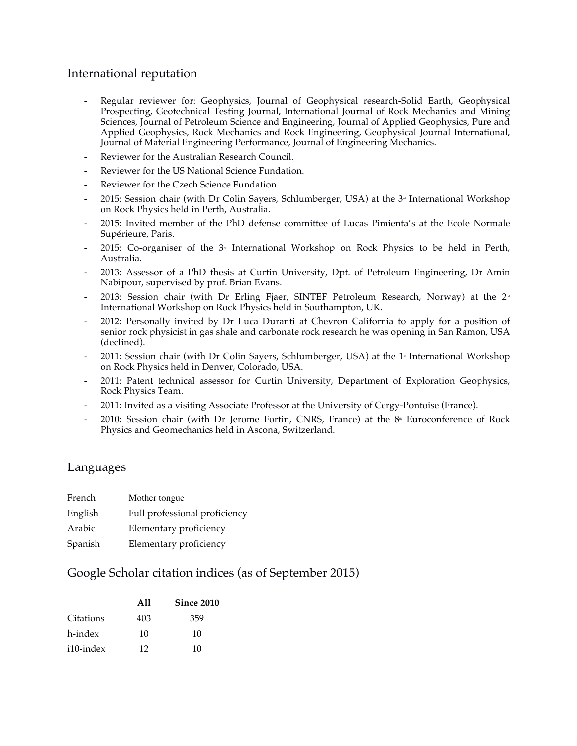## International reputation

- Regular reviewer for: Geophysics, Journal of Geophysical research-Solid Earth, Geophysical Prospecting, Geotechnical Testing Journal, International Journal of Rock Mechanics and Mining Sciences, Journal of Petroleum Science and Engineering, Journal of Applied Geophysics, Pure and Applied Geophysics, Rock Mechanics and Rock Engineering, Geophysical Journal International, Journal of Material Engineering Performance, Journal of Engineering Mechanics.
- Reviewer for the Australian Research Council.
- Reviewer for the US National Science Fundation.
- Reviewer for the Czech Science Fundation.
- 2015: Session chair (with Dr Colin Sayers, Schlumberger, USA) at the 3rd International Workshop on Rock Physics held in Perth, Australia.
- 2015: Invited member of the PhD defense committee of Lucas Pimienta's at the Ecole Normale Supérieure, Paris.
- 2015: Co-organiser of the 3rd International Workshop on Rock Physics to be held in Perth, Australia.
- 2013: Assessor of a PhD thesis at Curtin University, Dpt. of Petroleum Engineering, Dr Amin Nabipour, supervised by prof. Brian Evans.
- 2013: Session chair (with Dr Erling Fjaer, SINTEF Petroleum Research, Norway) at the 2nd International Workshop on Rock Physics held in Southampton, UK.
- 2012: Personally invited by Dr Luca Duranti at Chevron California to apply for a position of senior rock physicist in gas shale and carbonate rock research he was opening in San Ramon, USA (declined).
- 2011: Session chair (with Dr Colin Sayers, Schlumberger, USA) at the 1st International Workshop on Rock Physics held in Denver, Colorado, USA.
- 2011: Patent technical assessor for Curtin University, Department of Exploration Geophysics, Rock Physics Team.
- 2011: Invited as a visiting Associate Professor at the University of Cergy-Pontoise (France).
- 2010: Session chair (with Dr Jerome Fortin, CNRS, France) at the 8th Euroconference of Rock Physics and Geomechanics held in Ascona, Switzerland.

## Languages

| | |
|---|---|
| French | Mother tongue |
| English | Full professional proficiency |
| Arabic | Elementary proficiency |
| Spanish | Elementary proficiency |

## Google Scholar citation indices (as of September 2015)

| | **All** | **Since 2010** |
|---|---|---|
| Citations | 403 | 359 |
| h-index | 10 | 10 |
| i10-index | 12 | 10 |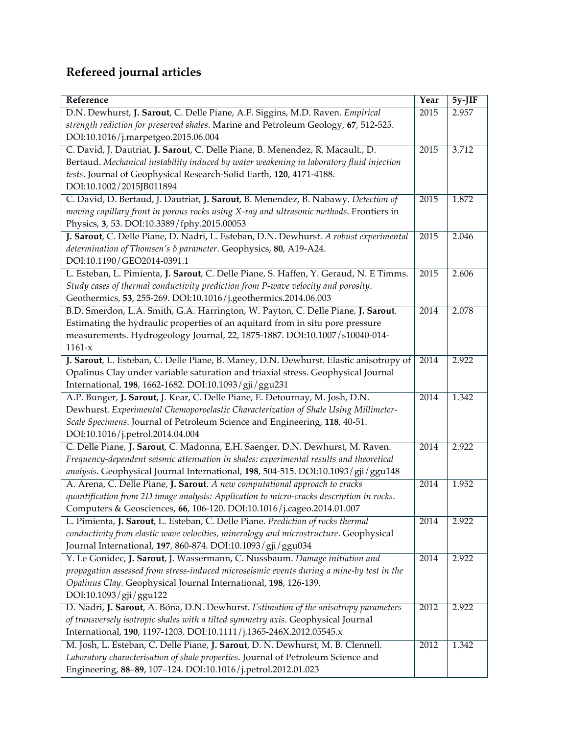## Refereed journal articles

| Reference | Year | 5y-JIF |
|---|---|---|
| D.N. Dewhurst, **J. Sarout**, C. Delle Piane, A.F. Siggins, M.D. Raven. *Empirical strength rediction for preserved shales*. Marine and Petroleum Geology, **67**, 512-525. DOI:10.1016/j.marpetgeo.2015.06.004 | 2015 | 2.957 |
| C. David, J. Dautriat, **J. Sarout**, C. Delle Piane, B. Menendez, R. Macault., D. Bertaud. *Mechanical instability induced by water weakening in laboratory fluid injection tests*. Journal of Geophysical Research-Solid Earth, **120**, 4171-4188. DOI:10.1002/2015JB011894 | 2015 | 3.712 |
| C. David, D. Bertaud, J. Dautriat, **J. Sarout**, B. Menendez, B. Nabawy. *Detection of moving capillary front in porous rocks using X-ray and ultrasonic methods*. Frontiers in Physics, **3**, 53. DOI:10.3389/fphy.2015.00053 | 2015 | 1.872 |
| **J. Sarout**, C. Delle Piane, D. Nadri, L. Esteban, D.N. Dewhurst. *A robust experimental determination of Thomsen's δ parameter*. Geophysics, **80**, A19-A24. DOI:10.1190/GEO2014-0391.1 | 2015 | 2.046 |
| L. Esteban, L. Pimienta, **J. Sarout**, C. Delle Piane, S. Haffen, Y. Geraud, N. E Timms. *Study cases of thermal conductivity prediction from P-wave velocity and porosity*. Geothermics, **53**, 255-269. DOI:10.1016/j.geothermics.2014.06.003 | 2015 | 2.606 |
| B.D. Smerdon, L.A. Smith, G.A. Harrington, W. Payton, C. Delle Piane, **J. Sarout**. Estimating the hydraulic properties of an aquitard from in situ pore pressure measurements. Hydrogeology Journal, 22, 1875-1887. DOI:10.1007/s10040-014-1161-x | 2014 | 2.078 |
| **J. Sarout**, L. Esteban, C. Delle Piane, B. Maney, D.N. Dewhurst. Elastic anisotropy of Opalinus Clay under variable saturation and triaxial stress. Geophysical Journal International, **198**, 1662-1682. DOI:10.1093/gji/ggu231 | 2014 | 2.922 |
| A.P. Bunger, **J. Sarout**, J. Kear, C. Delle Piane, E. Detournay, M. Josh, D.N. Dewhurst. *Experimental Chemoporoelastic Characterization of Shale Using Millimeter-Scale Specimens*. Journal of Petroleum Science and Engineering, **118**, 40-51. DOI:10.1016/j.petrol.2014.04.004 | 2014 | 1.342 |
| C. Delle Piane, **J. Sarout**, C. Madonna, E.H. Saenger, D.N. Dewhurst, M. Raven. *Frequency-dependent seismic attenuation in shales: experimental results and theoretical analysis*. Geophysical Journal International, **198**, 504-515. DOI:10.1093/gji/ggu148 | 2014 | 2.922 |
| A. Arena, C. Delle Piane, **J. Sarout**. *A new computational approach to cracks quantification from 2D image analysis: Application to micro-cracks description in rocks*. Computers & Geosciences, **66**, 106-120. DOI:10.1016/j.cageo.2014.01.007 | 2014 | 1.952 |
| L. Pimienta, **J. Sarout**, L. Esteban, C. Delle Piane. *Prediction of rocks thermal conductivity from elastic wave velocities, mineralogy and microstructure*. Geophysical Journal International, **197**, 860-874. DOI:10.1093/gji/ggu034 | 2014 | 2.922 |
| Y. Le Gonidec, **J. Sarout**, J. Wassermann, C. Nussbaum. *Damage initiation and propagation assessed from stress-induced microseismic events during a mine-by test in the Opalinus Clay*. Geophysical Journal International, **198**, 126-139. DOI:10.1093/gji/ggu122 | 2014 | 2.922 |
| D. Nadri, **J. Sarout**, A. Bóna, D.N. Dewhurst. *Estimation of the anisotropy parameters of transversely isotropic shales with a tilted symmetry axis*. Geophysical Journal International, **190**, 1197-1203. DOI:10.1111/j.1365-246X.2012.05545.x | 2012 | 2.922 |
| M. Josh, L. Esteban, C. Delle Piane, **J. Sarout**, D. N. Dewhurst, M. B. Clennell. *Laboratory characterisation of shale properties*. Journal of Petroleum Science and Engineering, **88–89**, 107–124. DOI:10.1016/j.petrol.2012.01.023 | 2012 | 1.342 |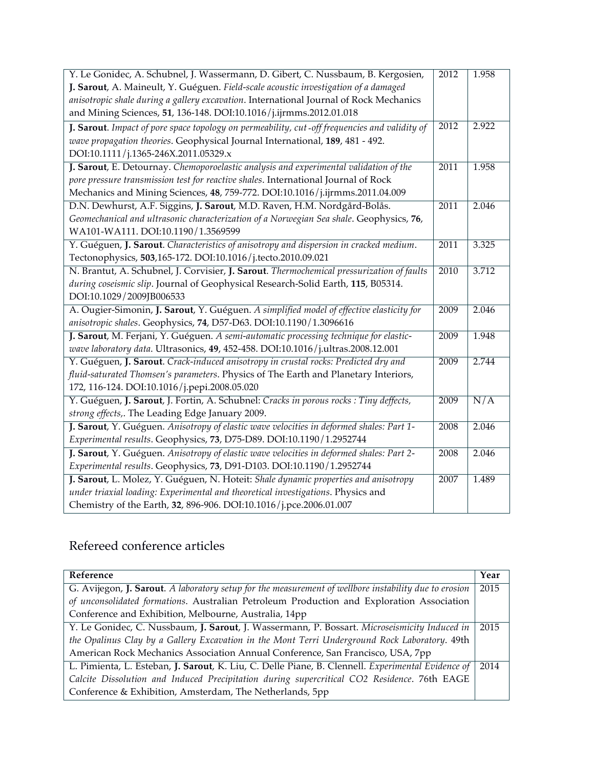| | | |
|---|---|---|
| Y. Le Gonidec, A. Schubnel, J. Wassermann, D. Gibert, C. Nussbaum, B. Kergosien, **J. Sarout**, A. Maineult, Y. Guéguen. *Field-scale acoustic investigation of a damaged anisotropic shale during a gallery excavation*. International Journal of Rock Mechanics and Mining Sciences, **51**, 136-148. DOI:10.1016/j.ijrmms.2012.01.018 | 2012 | 1.958 |
| **J. Sarout**. *Impact of pore space topology on permeability, cut-off frequencies and validity of wave propagation theories*. Geophysical Journal International, **189**, 481 - 492. DOI:10.1111/j.1365-246X.2011.05329.x | 2012 | 2.922 |
| **J. Sarout**, E. Detournay. *Chemoporoelastic analysis and experimental validation of the pore pressure transmission test for reactive shales*. International Journal of Rock Mechanics and Mining Sciences, **48**, 759-772. DOI:10.1016/j.ijrmms.2011.04.009 | 2011 | 1.958 |
| D.N. Dewhurst, A.F. Siggins, **J. Sarout**, M.D. Raven, H.M. Nordgård-Bolås. *Geomechanical and ultrasonic characterization of a Norwegian Sea shale*. Geophysics, **76**, WA101-WA111. DOI:10.1190/1.3569599 | 2011 | 2.046 |
| Y. Guéguen, **J. Sarout**. *Characteristics of anisotropy and dispersion in cracked medium*. Tectonophysics, **503**,165-172. DOI:10.1016/j.tecto.2010.09.021 | 2011 | 3.325 |
| N. Brantut, A. Schubnel, J. Corvisier, **J. Sarout**. *Thermochemical pressurization of faults during coseismic slip*. Journal of Geophysical Research-Solid Earth, **115**, B05314. DOI:10.1029/2009JB006533 | 2010 | 3.712 |
| A. Ougier-Simonin, **J. Sarout**, Y. Guéguen. *A simplified model of effective elasticity for anisotropic shales*. Geophysics, **74**, D57-D63. DOI:10.1190/1.3096616 | 2009 | 2.046 |
| **J. Sarout**, M. Ferjani, Y. Guéguen. *A semi-automatic processing technique for elastic-wave laboratory data*. Ultrasonics, **49**, 452-458. DOI:10.1016/j.ultras.2008.12.001 | 2009 | 1.948 |
| Y. Guéguen, **J. Sarout**. *Crack-induced anisotropy in crustal rocks: Predicted dry and fluid-saturated Thomsen's parameters*. Physics of The Earth and Planetary Interiors, 172, 116-124. DOI:10.1016/j.pepi.2008.05.020 | 2009 | 2.744 |
| Y. Guéguen, **J. Sarout**, J. Fortin, A. Schubnel: *Cracks in porous rocks : Tiny deffects, strong effects,*. The Leading Edge January 2009. | 2009 | N/A |
| **J. Sarout**, Y. Guéguen. *Anisotropy of elastic wave velocities in deformed shales: Part 1-Experimental results*. Geophysics, **73**, D75-D89. DOI:10.1190/1.2952744 | 2008 | 2.046 |
| **J. Sarout**, Y. Guéguen. *Anisotropy of elastic wave velocities in deformed shales: Part 2-Experimental results*. Geophysics, **73**, D91-D103. DOI:10.1190/1.2952744 | 2008 | 2.046 |
| **J. Sarout**, L. Molez, Y. Guéguen, N. Hoteit: *Shale dynamic properties and anisotropy under triaxial loading: Experimental and theoretical investigations*. Physics and Chemistry of the Earth, **32**, 896-906. DOI:10.1016/j.pce.2006.01.007 | 2007 | 1.489 |

## Refereed conference articles

| Reference | Year |
|---|---|
| G. Avijegon, **J. Sarout**. *A laboratory setup for the measurement of wellbore instability due to erosion of unconsolidated formations*. Australian Petroleum Production and Exploration Association Conference and Exhibition, Melbourne, Australia, 14pp | 2015 |
| Y. Le Gonidec, C. Nussbaum, **J. Sarout**, J. Wassermann, P. Bossart. *Microseismicity Induced in the Opalinus Clay by a Gallery Excavation in the Mont Terri Underground Rock Laboratory*. 49th American Rock Mechanics Association Annual Conference, San Francisco, USA, 7pp | 2015 |
| L. Pimienta, L. Esteban, **J. Sarout**, K. Liu, C. Delle Piane, B. Clennell. *Experimental Evidence of Calcite Dissolution and Induced Precipitation during supercritical CO2 Residence*. 76th EAGE Conference & Exhibition, Amsterdam, The Netherlands, 5pp | 2014 |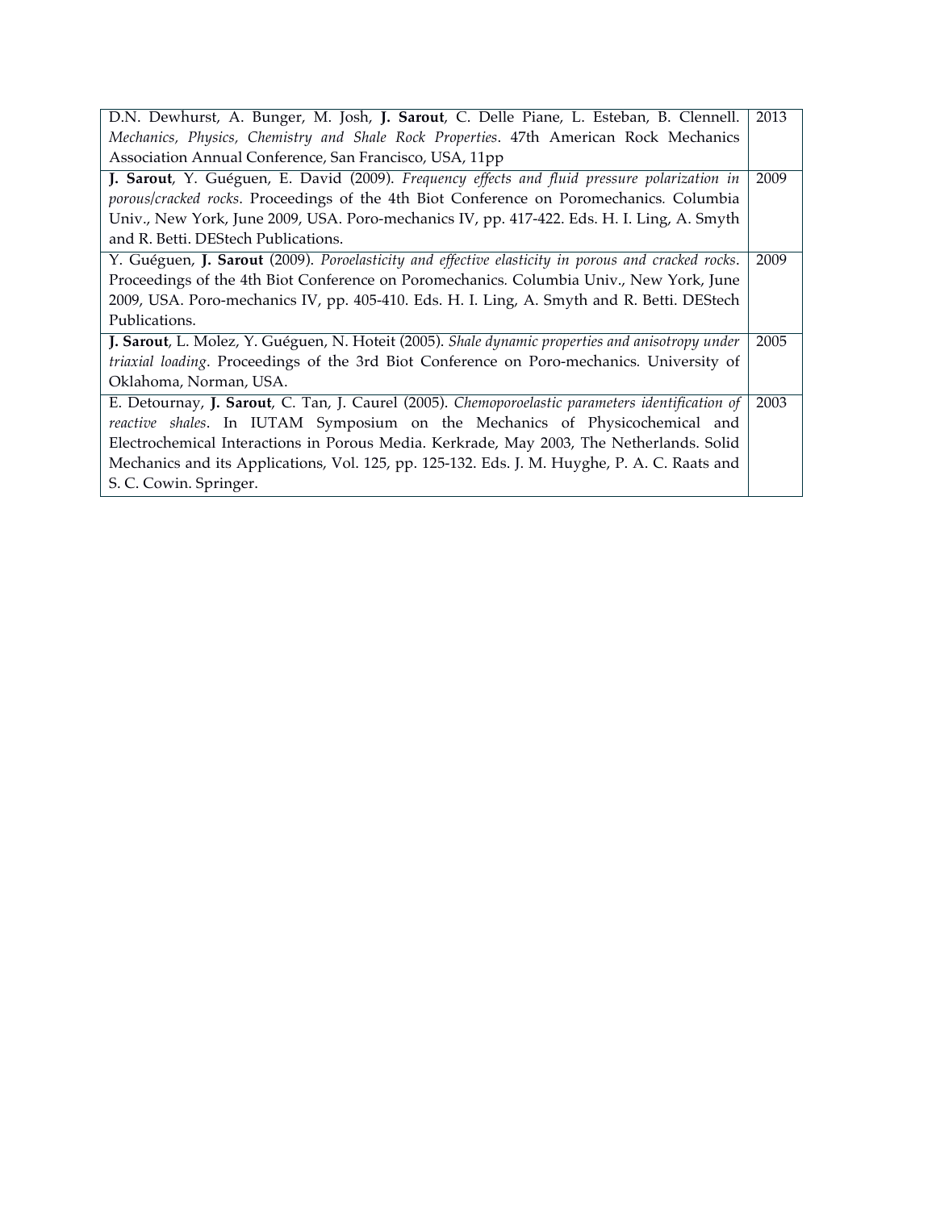| | |
|---|---|
| D.N. Dewhurst, A. Bunger, M. Josh, **J. Sarout**, C. Delle Piane, L. Esteban, B. Clennell. *Mechanics, Physics, Chemistry and Shale Rock Properties*. 47th American Rock Mechanics Association Annual Conference, San Francisco, USA, 11pp | 2013 |
| **J. Sarout**, Y. Guéguen, E. David (2009). *Frequency effects and fluid pressure polarization in porous/cracked rocks*. Proceedings of the 4th Biot Conference on Poromechanics. Columbia Univ., New York, June 2009, USA. Poro-mechanics IV, pp. 417-422. Eds. H. I. Ling, A. Smyth and R. Betti. DEStech Publications. | 2009 |
| Y. Guéguen, **J. Sarout** (2009). *Poroelasticity and effective elasticity in porous and cracked rocks*. Proceedings of the 4th Biot Conference on Poromechanics. Columbia Univ., New York, June 2009, USA. Poro-mechanics IV, pp. 405-410. Eds. H. I. Ling, A. Smyth and R. Betti. DEStech Publications. | 2009 |
| **J. Sarout**, L. Molez, Y. Guéguen, N. Hoteit (2005). *Shale dynamic properties and anisotropy under triaxial loading*. Proceedings of the 3rd Biot Conference on Poro-mechanics. University of Oklahoma, Norman, USA. | 2005 |
| E. Detournay, **J. Sarout**, C. Tan, J. Caurel (2005). *Chemoporoelastic parameters identification of reactive shales*. In IUTAM Symposium on the Mechanics of Physicochemical and Electrochemical Interactions in Porous Media. Kerkrade, May 2003, The Netherlands. Solid Mechanics and its Applications, Vol. 125, pp. 125-132. Eds. J. M. Huyghe, P. A. C. Raats and S. C. Cowin. Springer. | 2003 |